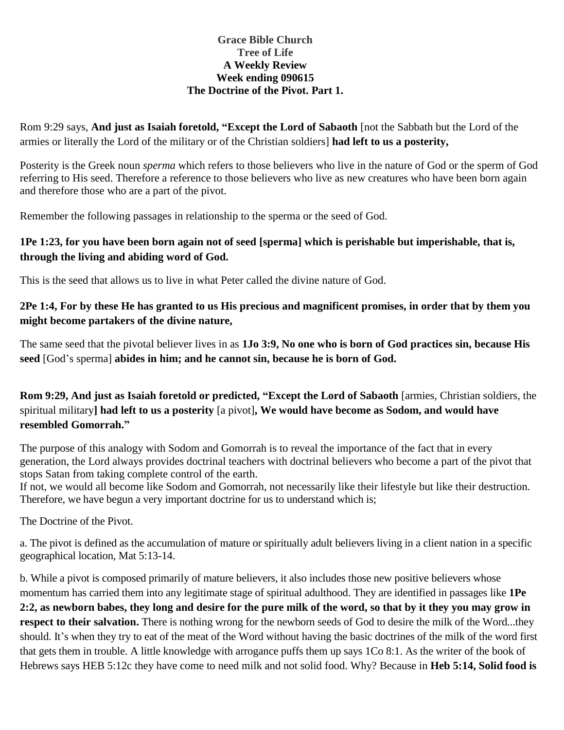**Grace Bible Church**
**Tree of Life**
**A Weekly Review**
**Week ending 090615**
**The Doctrine of the Pivot. Part 1.**

Rom 9:29 says, **And just as Isaiah foretold, "Except the Lord of Sabaoth** [not the Sabbath but the Lord of the armies or literally the Lord of the military or of the Christian soldiers] **had left to us a posterity,**

Posterity is the Greek noun *sperma* which refers to those believers who live in the nature of God or the sperm of God referring to His seed. Therefore a reference to those believers who live as new creatures who have been born again and therefore those who are a part of the pivot.

Remember the following passages in relationship to the sperma or the seed of God.

**1Pe 1:23, for you have been born again not of seed [sperma] which is perishable but imperishable, that is, through the living and abiding word of God.**

This is the seed that allows us to live in what Peter called the divine nature of God.

**2Pe 1:4, For by these He has granted to us His precious and magnificent promises, in order that by them you might become partakers of the divine nature,**

The same seed that the pivotal believer lives in as **1Jo 3:9, No one who is born of God practices sin, because His seed** [God's sperma] **abides in him; and he cannot sin, because he is born of God.**

**Rom 9:29, And just as Isaiah foretold or predicted, "Except the Lord of Sabaoth** [armies, Christian soldiers, the spiritual military**] had left to us a posterity** [a pivot]**, We would have become as Sodom, and would have resembled Gomorrah."**

The purpose of this analogy with Sodom and Gomorrah is to reveal the importance of the fact that in every generation, the Lord always provides doctrinal teachers with doctrinal believers who become a part of the pivot that stops Satan from taking complete control of the earth.
If not, we would all become like Sodom and Gomorrah, not necessarily like their lifestyle but like their destruction. Therefore, we have begun a very important doctrine for us to understand which is;

The Doctrine of the Pivot.

a. The pivot is defined as the accumulation of mature or spiritually adult believers living in a client nation in a specific geographical location, Mat 5:13-14.

b. While a pivot is composed primarily of mature believers, it also includes those new positive believers whose momentum has carried them into any legitimate stage of spiritual adulthood. They are identified in passages like **1Pe 2:2, as newborn babes, they long and desire for the pure milk of the word, so that by it they you may grow in respect to their salvation.** There is nothing wrong for the newborn seeds of God to desire the milk of the Word...they should. It's when they try to eat of the meat of the Word without having the basic doctrines of the milk of the word first that gets them in trouble. A little knowledge with arrogance puffs them up says 1Co 8:1. As the writer of the book of Hebrews says HEB 5:12c they have come to need milk and not solid food. Why? Because in **Heb 5:14, Solid food is**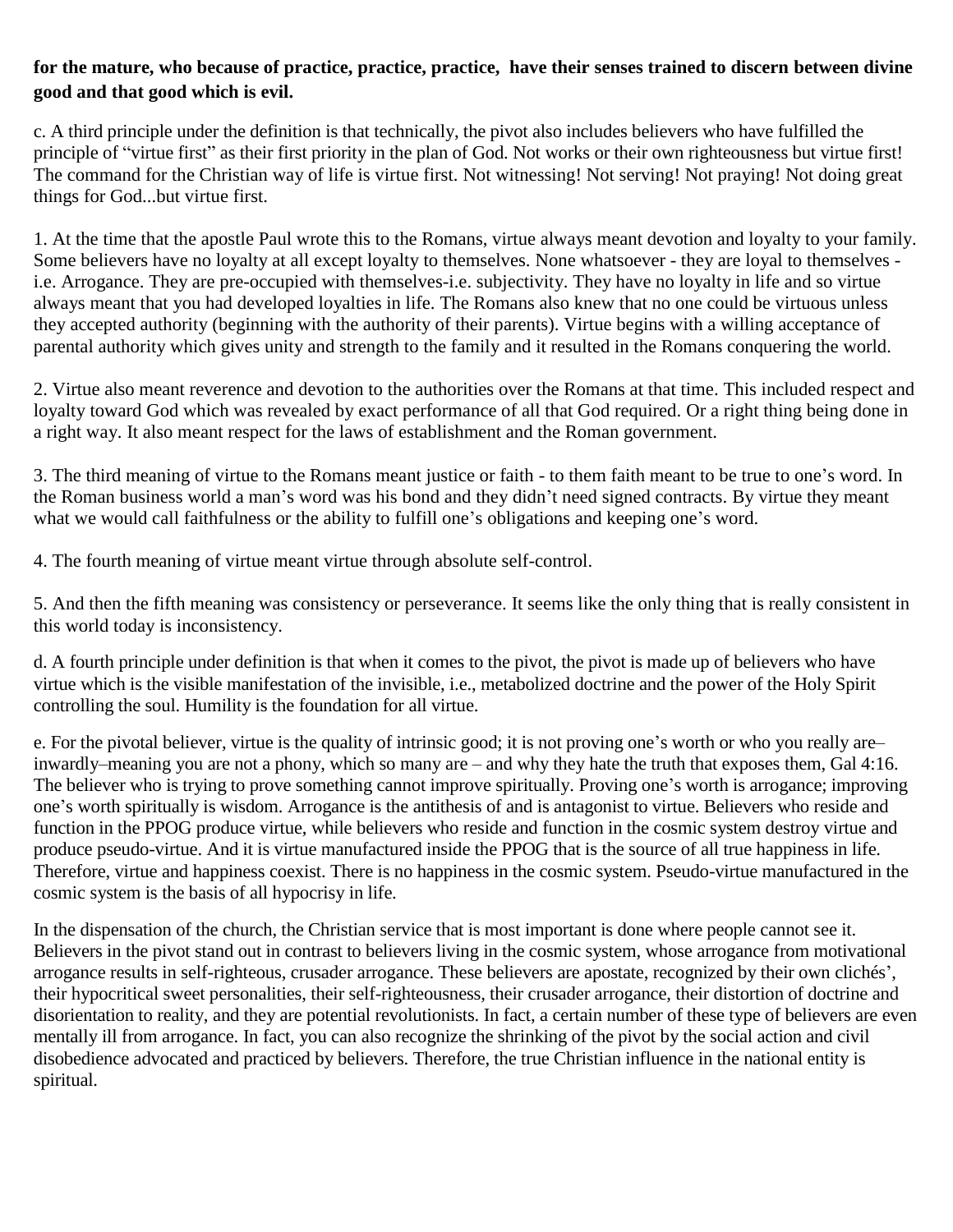**for the mature, who because of practice, practice, practice, have their senses trained to discern between divine good and that good which is evil.**

c. A third principle under the definition is that technically, the pivot also includes believers who have fulfilled the principle of "virtue first" as their first priority in the plan of God. Not works or their own righteousness but virtue first! The command for the Christian way of life is virtue first. Not witnessing! Not serving! Not praying! Not doing great things for God...but virtue first.

1. At the time that the apostle Paul wrote this to the Romans, virtue always meant devotion and loyalty to your family. Some believers have no loyalty at all except loyalty to themselves. None whatsoever - they are loyal to themselves - i.e. Arrogance. They are pre-occupied with themselves-i.e. subjectivity. They have no loyalty in life and so virtue always meant that you had developed loyalties in life. The Romans also knew that no one could be virtuous unless they accepted authority (beginning with the authority of their parents). Virtue begins with a willing acceptance of parental authority which gives unity and strength to the family and it resulted in the Romans conquering the world.

2. Virtue also meant reverence and devotion to the authorities over the Romans at that time. This included respect and loyalty toward God which was revealed by exact performance of all that God required. Or a right thing being done in a right way. It also meant respect for the laws of establishment and the Roman government.

3. The third meaning of virtue to the Romans meant justice or faith - to them faith meant to be true to one's word. In the Roman business world a man's word was his bond and they didn't need signed contracts. By virtue they meant what we would call faithfulness or the ability to fulfill one's obligations and keeping one's word.

4. The fourth meaning of virtue meant virtue through absolute self-control.

5. And then the fifth meaning was consistency or perseverance. It seems like the only thing that is really consistent in this world today is inconsistency.

d. A fourth principle under definition is that when it comes to the pivot, the pivot is made up of believers who have virtue which is the visible manifestation of the invisible, i.e., metabolized doctrine and the power of the Holy Spirit controlling the soul. Humility is the foundation for all virtue.

e. For the pivotal believer, virtue is the quality of intrinsic good; it is not proving one's worth or who you really are– inwardly–meaning you are not a phony, which so many are – and why they hate the truth that exposes them, Gal 4:16. The believer who is trying to prove something cannot improve spiritually. Proving one's worth is arrogance; improving one's worth spiritually is wisdom. Arrogance is the antithesis of and is antagonist to virtue. Believers who reside and function in the PPOG produce virtue, while believers who reside and function in the cosmic system destroy virtue and produce pseudo-virtue. And it is virtue manufactured inside the PPOG that is the source of all true happiness in life. Therefore, virtue and happiness coexist. There is no happiness in the cosmic system. Pseudo-virtue manufactured in the cosmic system is the basis of all hypocrisy in life.

In the dispensation of the church, the Christian service that is most important is done where people cannot see it. Believers in the pivot stand out in contrast to believers living in the cosmic system, whose arrogance from motivational arrogance results in self-righteous, crusader arrogance. These believers are apostate, recognized by their own clichés', their hypocritical sweet personalities, their self-righteousness, their crusader arrogance, their distortion of doctrine and disorientation to reality, and they are potential revolutionists. In fact, a certain number of these type of believers are even mentally ill from arrogance. In fact, you can also recognize the shrinking of the pivot by the social action and civil disobedience advocated and practiced by believers. Therefore, the true Christian influence in the national entity is spiritual.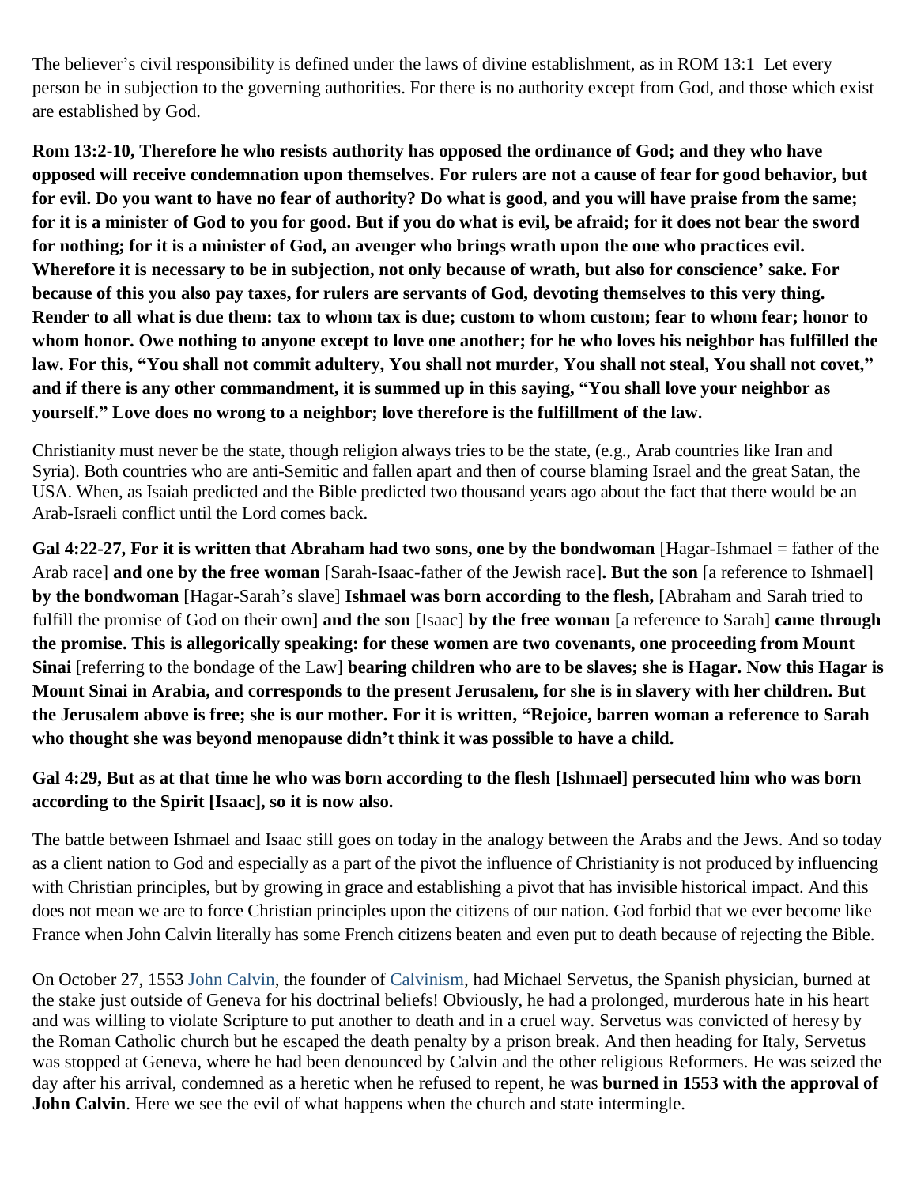The believer's civil responsibility is defined under the laws of divine establishment, as in ROM 13:1 Let every person be in subjection to the governing authorities. For there is no authority except from God, and those which exist are established by God.

**Rom 13:2-10, Therefore he who resists authority has opposed the ordinance of God; and they who have opposed will receive condemnation upon themselves. For rulers are not a cause of fear for good behavior, but for evil. Do you want to have no fear of authority? Do what is good, and you will have praise from the same; for it is a minister of God to you for good. But if you do what is evil, be afraid; for it does not bear the sword for nothing; for it is a minister of God, an avenger who brings wrath upon the one who practices evil. Wherefore it is necessary to be in subjection, not only because of wrath, but also for conscience' sake. For because of this you also pay taxes, for rulers are servants of God, devoting themselves to this very thing. Render to all what is due them: tax to whom tax is due; custom to whom custom; fear to whom fear; honor to whom honor. Owe nothing to anyone except to love one another; for he who loves his neighbor has fulfilled the law. For this, "You shall not commit adultery, You shall not murder, You shall not steal, You shall not covet," and if there is any other commandment, it is summed up in this saying, "You shall love your neighbor as yourself." Love does no wrong to a neighbor; love therefore is the fulfillment of the law.**

Christianity must never be the state, though religion always tries to be the state, (e.g., Arab countries like Iran and Syria). Both countries who are anti-Semitic and fallen apart and then of course blaming Israel and the great Satan, the USA. When, as Isaiah predicted and the Bible predicted two thousand years ago about the fact that there would be an Arab-Israeli conflict until the Lord comes back.

**Gal 4:22-27, For it is written that Abraham had two sons, one by the bondwoman** [Hagar-Ishmael = father of the Arab race] **and one by the free woman** [Sarah-Isaac-father of the Jewish race]**. But the son** [a reference to Ishmael] **by the bondwoman** [Hagar-Sarah's slave] **Ishmael was born according to the flesh,** [Abraham and Sarah tried to fulfill the promise of God on their own] **and the son** [Isaac] **by the free woman** [a reference to Sarah] **came through the promise. This is allegorically speaking: for these women are two covenants, one proceeding from Mount Sinai** [referring to the bondage of the Law] **bearing children who are to be slaves; she is Hagar. Now this Hagar is Mount Sinai in Arabia, and corresponds to the present Jerusalem, for she is in slavery with her children. But the Jerusalem above is free; she is our mother. For it is written, "Rejoice, barren woman a reference to Sarah who thought she was beyond menopause didn't think it was possible to have a child.**

**Gal 4:29, But as at that time he who was born according to the flesh [Ishmael] persecuted him who was born according to the Spirit [Isaac], so it is now also.**

The battle between Ishmael and Isaac still goes on today in the analogy between the Arabs and the Jews. And so today as a client nation to God and especially as a part of the pivot the influence of Christianity is not produced by influencing with Christian principles, but by growing in grace and establishing a pivot that has invisible historical impact. And this does not mean we are to force Christian principles upon the citizens of our nation. God forbid that we ever become like France when John Calvin literally has some French citizens beaten and even put to death because of rejecting the Bible.

On October 27, 1553 John Calvin, the founder of Calvinism, had Michael Servetus, the Spanish physician, burned at the stake just outside of Geneva for his doctrinal beliefs! Obviously, he had a prolonged, murderous hate in his heart and was willing to violate Scripture to put another to death and in a cruel way. Servetus was convicted of heresy by the Roman Catholic church but he escaped the death penalty by a prison break. And then heading for Italy, Servetus was stopped at Geneva, where he had been denounced by Calvin and the other religious Reformers. He was seized the day after his arrival, condemned as a heretic when he refused to repent, he was **burned in 1553 with the approval of John Calvin**. Here we see the evil of what happens when the church and state intermingle.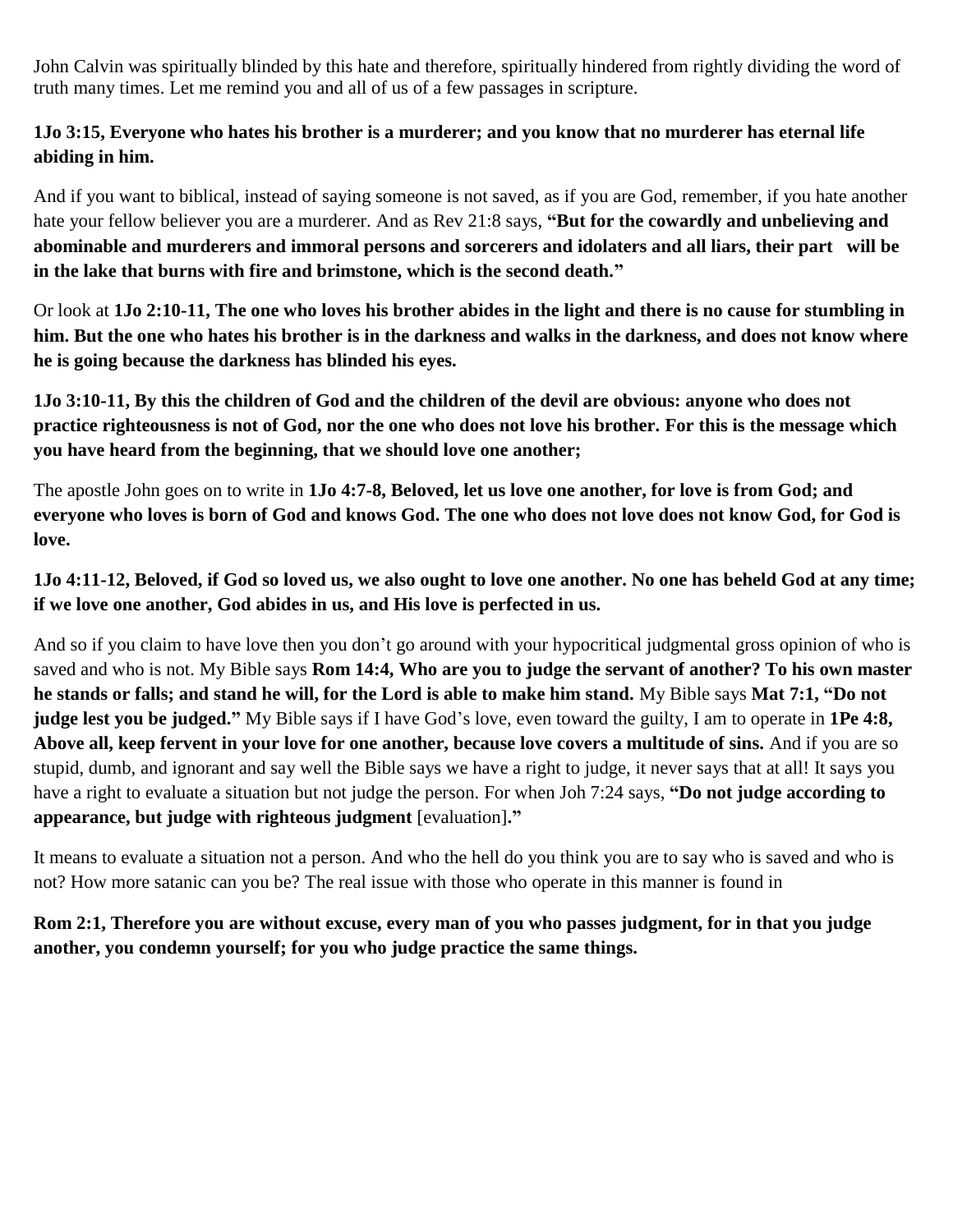John Calvin was spiritually blinded by this hate and therefore, spiritually hindered from rightly dividing the word of truth many times. Let me remind you and all of us of a few passages in scripture.

**1Jo 3:15, Everyone who hates his brother is a murderer; and you know that no murderer has eternal life abiding in him.**

And if you want to biblical, instead of saying someone is not saved, as if you are God, remember, if you hate another hate your fellow believer you are a murderer. And as Rev 21:8 says, **"But for the cowardly and unbelieving and abominable and murderers and immoral persons and sorcerers and idolaters and all liars, their part will be in the lake that burns with fire and brimstone, which is the second death."**

Or look at **1Jo 2:10-11, The one who loves his brother abides in the light and there is no cause for stumbling in him. But the one who hates his brother is in the darkness and walks in the darkness, and does not know where he is going because the darkness has blinded his eyes.**

**1Jo 3:10-11, By this the children of God and the children of the devil are obvious: anyone who does not practice righteousness is not of God, nor the one who does not love his brother. For this is the message which you have heard from the beginning, that we should love one another;**

The apostle John goes on to write in **1Jo 4:7-8, Beloved, let us love one another, for love is from God; and everyone who loves is born of God and knows God. The one who does not love does not know God, for God is love.**

**1Jo 4:11-12, Beloved, if God so loved us, we also ought to love one another. No one has beheld God at any time; if we love one another, God abides in us, and His love is perfected in us.**

And so if you claim to have love then you don't go around with your hypocritical judgmental gross opinion of who is saved and who is not. My Bible says **Rom 14:4, Who are you to judge the servant of another? To his own master he stands or falls; and stand he will, for the Lord is able to make him stand.** My Bible says **Mat 7:1, "Do not judge lest you be judged."** My Bible says if I have God's love, even toward the guilty, I am to operate in **1Pe 4:8, Above all, keep fervent in your love for one another, because love covers a multitude of sins.** And if you are so stupid, dumb, and ignorant and say well the Bible says we have a right to judge, it never says that at all! It says you have a right to evaluate a situation but not judge the person. For when Joh 7:24 says, **"Do not judge according to appearance, but judge with righteous judgment** [evaluation]**."**

It means to evaluate a situation not a person. And who the hell do you think you are to say who is saved and who is not? How more satanic can you be? The real issue with those who operate in this manner is found in

**Rom 2:1, Therefore you are without excuse, every man of you who passes judgment, for in that you judge another, you condemn yourself; for you who judge practice the same things.**